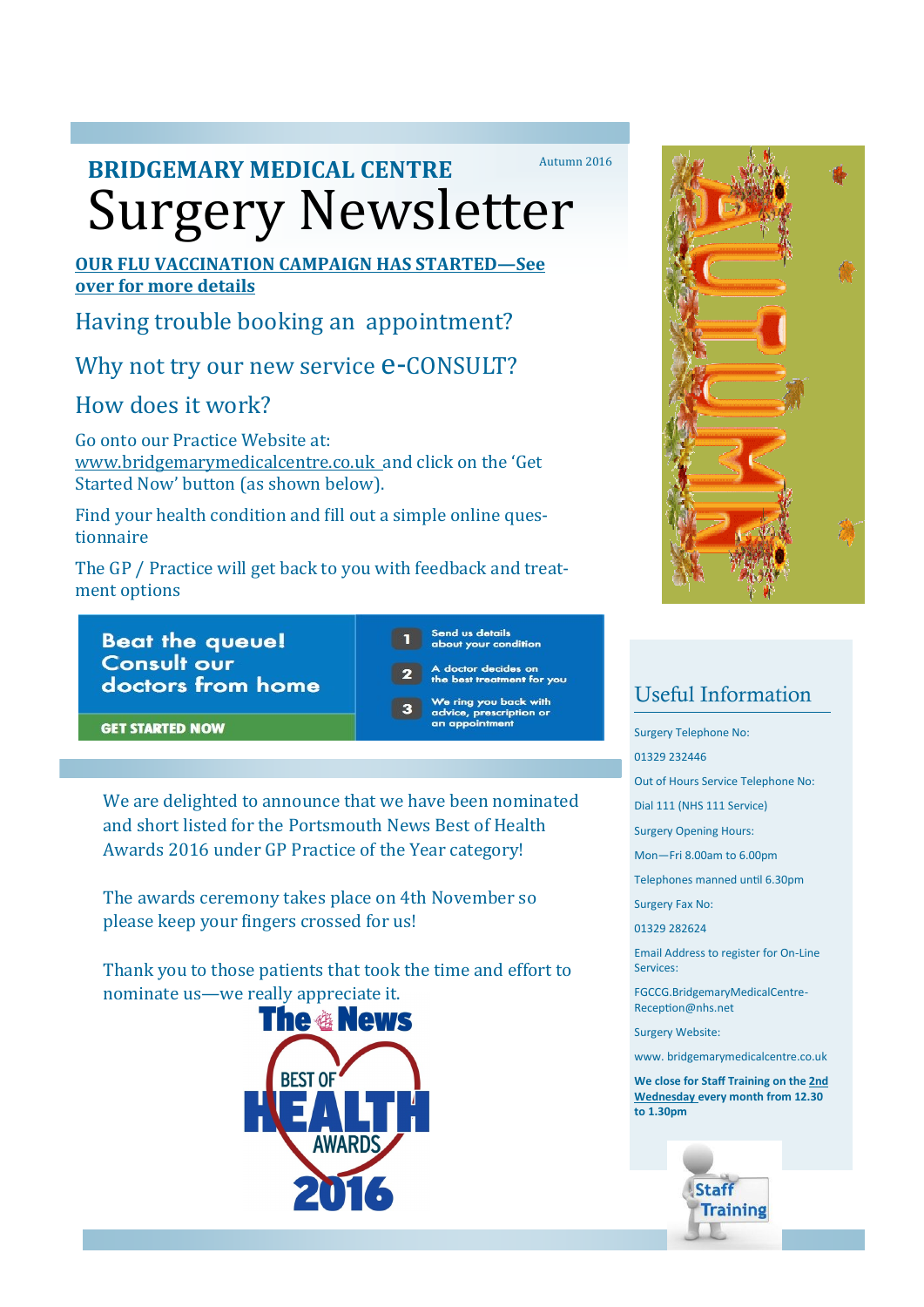**BRIDGEMARY MEDICAL CENTRE**

Autumn 2016

# Surgery Newsletter

**OUR FLU VACCINATION CAMPAIGN HAS STARTED—See over for more details**

## Having trouble booking an appointment?

## Why not try our new service e-CONSULT?

## How does it work?

Go onto our Practice Website at: www.bridgemarymedicalcentre.co.uk and click on the 'Get Started Now' button (as shown below).

Find your health condition and fill out a simple online questionnaire

The GP / Practice will get back to you with feedback and treatment options

**Beat the queue! Consult our doctors from home**

**GET STARTED NOW**

1. Send us details about your condition
2. A doctor decides on the best treatment for you
3. We ring you back with advice, prescription or an appointment

We are delighted to announce that we have been nominated and short listed for the Portsmouth News Best of Health Awards 2016 under GP Practice of the Year category!

The awards ceremony takes place on 4th November so please keep your fingers crossed for us!

Thank you to those patients that took the time and effort to nominate us—we really appreciate it.

The News BEST OF HEALTH AWARDS 2016

## Useful Information

Surgery Telephone No:

01329 232446

Out of Hours Service Telephone No:

Dial 111 (NHS 111 Service)

Surgery Opening Hours:

Mon—Fri 8.00am to 6.00pm

Telephones manned until 6.30pm

Surgery Fax No:

01329 282624

Email Address to register for On-Line Services:

FGCCG.BridgemaryMedicalCentre-Reception@nhs.net

Surgery Website:

www. bridgemarymedicalcentre.co.uk

**We close for Staff Training on the 2nd Wednesday every month from 12.30 to 1.30pm**

Staff Training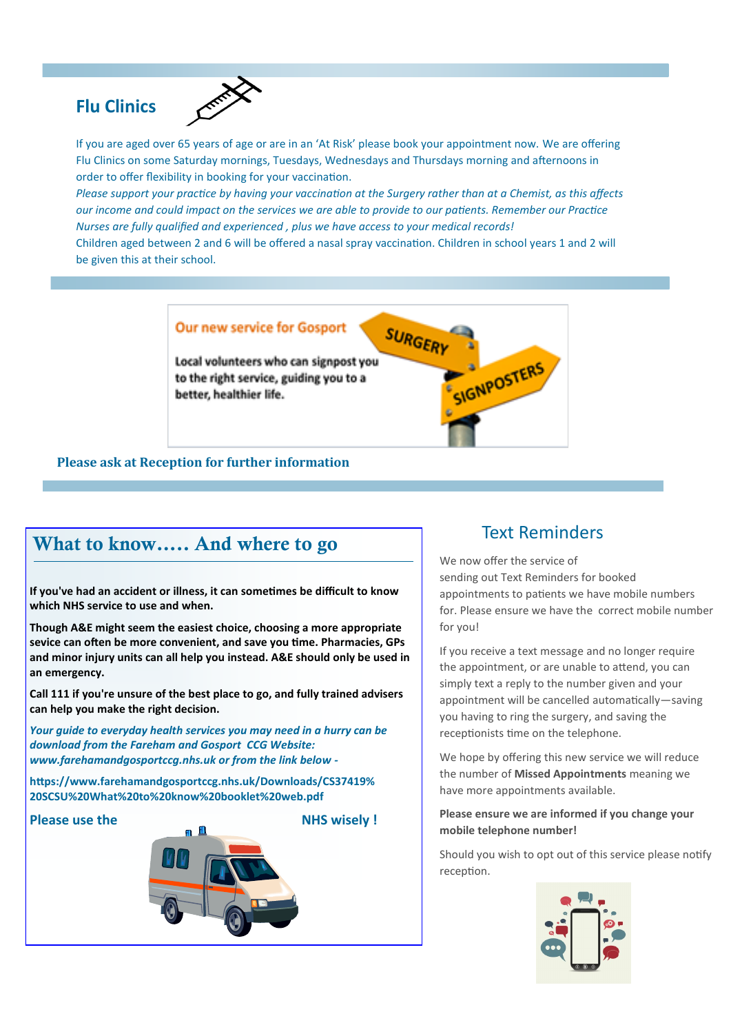## Flu Clinics

If you are aged over 65 years of age or are in an 'At Risk' please book your appointment now. We are offering Flu Clinics on some Saturday mornings, Tuesdays, Wednesdays and Thursdays morning and afternoons in order to offer flexibility in booking for your vaccination.

*Please support your practice by having your vaccination at the Surgery rather than at a Chemist, as this affects our income and could impact on the services we are able to provide to our patients. Remember our Practice Nurses are fully qualified and experienced , plus we have access to your medical records!*

Children aged between 2 and 6 will be offered a nasal spray vaccination. Children in school years 1 and 2 will be given this at their school.

Our new service for Gosport

Local volunteers who can signpost you to the right service, guiding you to a better, healthier life.

SURGERY

SIGNPOSTERS

**Please ask at Reception for further information**

## What to know….. And where to go

**If you've had an accident or illness, it can sometimes be difficult to know which NHS service to use and when.**

**Though A&E might seem the easiest choice, choosing a more appropriate sevice can often be more convenient, and save you time. Pharmacies, GPs and minor injury units can all help you instead. A&E should only be used in an emergency.**

**Call 111 if you're unsure of the best place to go, and fully trained advisers can help you make the right decision.**

***Your guide to everyday health services you may need in a hurry can be download from the Fareham and Gosport CCG Website: www.farehamandgosportccg.nhs.uk or from the link below -***

**https://www.farehamandgosportccg.nhs.uk/Downloads/CS37419%20SCSU%20What%20to%20know%20booklet%20web.pdf**

**Please use the NHS wisely !**

## Text Reminders

We now offer the service of sending out Text Reminders for booked appointments to patients we have mobile numbers for. Please ensure we have the correct mobile number for you!

If you receive a text message and no longer require the appointment, or are unable to attend, you can simply text a reply to the number given and your appointment will be cancelled automatically—saving you having to ring the surgery, and saving the receptionists time on the telephone.

We hope by offering this new service we will reduce the number of **Missed Appointments** meaning we have more appointments available.

**Please ensure we are informed if you change your mobile telephone number!**

Should you wish to opt out of this service please notify reception.